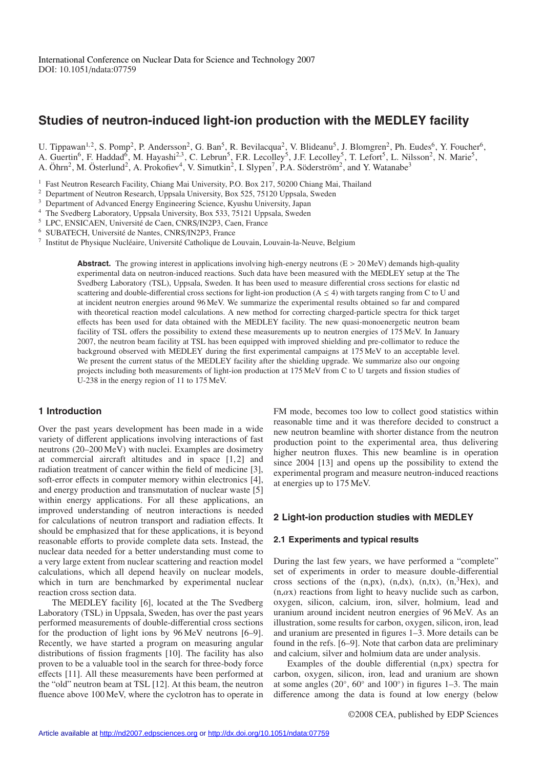International Conference on Nuclear Data for Science and Technology 2007
DOI: 10.1051/ndata:07759

# Studies of neutron-induced light-ion production with the MEDLEY facility

U. Tippawan[1,2], S. Pomp[2], P. Andersson[2], G. Ban[5], R. Bevilacqua[2], V. Blideanu[5], J. Blomgren[2], Ph. Eudes[6], Y. Foucher[6], A. Guertin[6], F. Haddad[6], M. Hayashi[2,3], C. Lebrun[5], F.R. Lecolley[5], J.F. Lecolley[5], T. Lefort[5], L. Nilsson[2], N. Marie[5], A. Öhrn[2], M. Österlund[2], A. Prokofiev[4], V. Simutkin[2], I. Slypen[7], P.A. Söderström[2], and Y. Watanabe[3]

[1] Fast Neutron Research Facility, Chiang Mai University, P.O. Box 217, 50200 Chiang Mai, Thailand
[2] Department of Neutron Research, Uppsala University, Box 525, 75120 Uppsala, Sweden
[3] Department of Advanced Energy Engineering Science, Kyushu University, Japan
[4] The Svedberg Laboratory, Uppsala University, Box 533, 75121 Uppsala, Sweden
[5] LPC, ENSICAEN, Université de Caen, CNRS/IN2P3, Caen, France
[6] SUBATECH, Université de Nantes, CNRS/IN2P3, France
[7] Institut de Physique Nucléaire, Université Catholique de Louvain, Louvain-la-Neuve, Belgium

**Abstract.** The growing interest in applications involving high-energy neutrons (E > 20 MeV) demands high-quality experimental data on neutron-induced reactions. Such data have been measured with the MEDLEY setup at the The Svedberg Laboratory (TSL), Uppsala, Sweden. It has been used to measure differential cross sections for elastic nd scattering and double-differential cross sections for light-ion production ($A \leq 4$) with targets ranging from C to U and at incident neutron energies around 96 MeV. We summarize the experimental results obtained so far and compared with theoretical reaction model calculations. A new method for correcting charged-particle spectra for thick target effects has been used for data obtained with the MEDLEY facility. The new quasi-monoenergetic neutron beam facility of TSL offers the possibility to extend these measurements up to neutron energies of 175 MeV. In January 2007, the neutron beam facility at TSL has been equipped with improved shielding and pre-collimator to reduce the background observed with MEDLEY during the first experimental campaigns at 175 MeV to an acceptable level. We present the current status of the MEDLEY facility after the shielding upgrade. We summarize also our ongoing projects including both measurements of light-ion production at 175 MeV from C to U targets and fission studies of U-238 in the energy region of 11 to 175 MeV.

## 1 Introduction

Over the past years development has been made in a wide variety of different applications involving interactions of fast neutrons (20–200 MeV) with nuclei. Examples are dosimetry at commercial aircraft altitudes and in space [1,2] and radiation treatment of cancer within the field of medicine [3], soft-error effects in computer memory within electronics [4], and energy production and transmutation of nuclear waste [5] within energy applications. For all these applications, an improved understanding of neutron interactions is needed for calculations of neutron transport and radiation effects. It should be emphasized that for these applications, it is beyond reasonable efforts to provide complete data sets. Instead, the nuclear data needed for a better understanding must come to a very large extent from nuclear scattering and reaction model calculations, which all depend heavily on nuclear models, which in turn are benchmarked by experimental nuclear reaction cross section data.

The MEDLEY facility [6], located at the The Svedberg Laboratory (TSL) in Uppsala, Sweden, has over the past years performed measurements of double-differential cross sections for the production of light ions by 96 MeV neutrons [6–9]. Recently, we have started a program on measuring angular distributions of fission fragments [10]. The facility has also proven to be a valuable tool in the search for three-body force effects [11]. All these measurements have been performed at the "old" neutron beam at TSL [12]. At this beam, the neutron fluence above 100 MeV, where the cyclotron has to operate in FM mode, becomes too low to collect good statistics within reasonable time and it was therefore decided to construct a new neutron beamline with shorter distance from the neutron production point to the experimental area, thus delivering higher neutron fluxes. This new beamline is in operation since 2004 [13] and opens up the possibility to extend the experimental program and measure neutron-induced reactions at energies up to 175 MeV.

## 2 Light-ion production studies with MEDLEY

### 2.1 Experiments and typical results

During the last few years, we have performed a "complete" set of experiments in order to measure double-differential cross sections of the (n,px), (n,dx), (n,tx), (n,$^3$Hex), and (n,$\alpha$x) reactions from light to heavy nuclide such as carbon, oxygen, silicon, calcium, iron, silver, holmium, lead and uranium around incident neutron energies of 96 MeV. As an illustration, some results for carbon, oxygen, silicon, iron, lead and uranium are presented in figures 1–3. More details can be found in the refs. [6–9]. Note that carbon data are preliminary and calcium, silver and holmium data are under analysis.

Examples of the double differential (n,px) spectra for carbon, oxygen, silicon, iron, lead and uranium are shown at some angles (20°, 60° and 100°) in figures 1–3. The main difference among the data is found at low energy (below

©2008 CEA, published by EDP Sciences

Article available at http://nd2007.edpsciences.org or http://dx.doi.org/10.1051/ndata:07759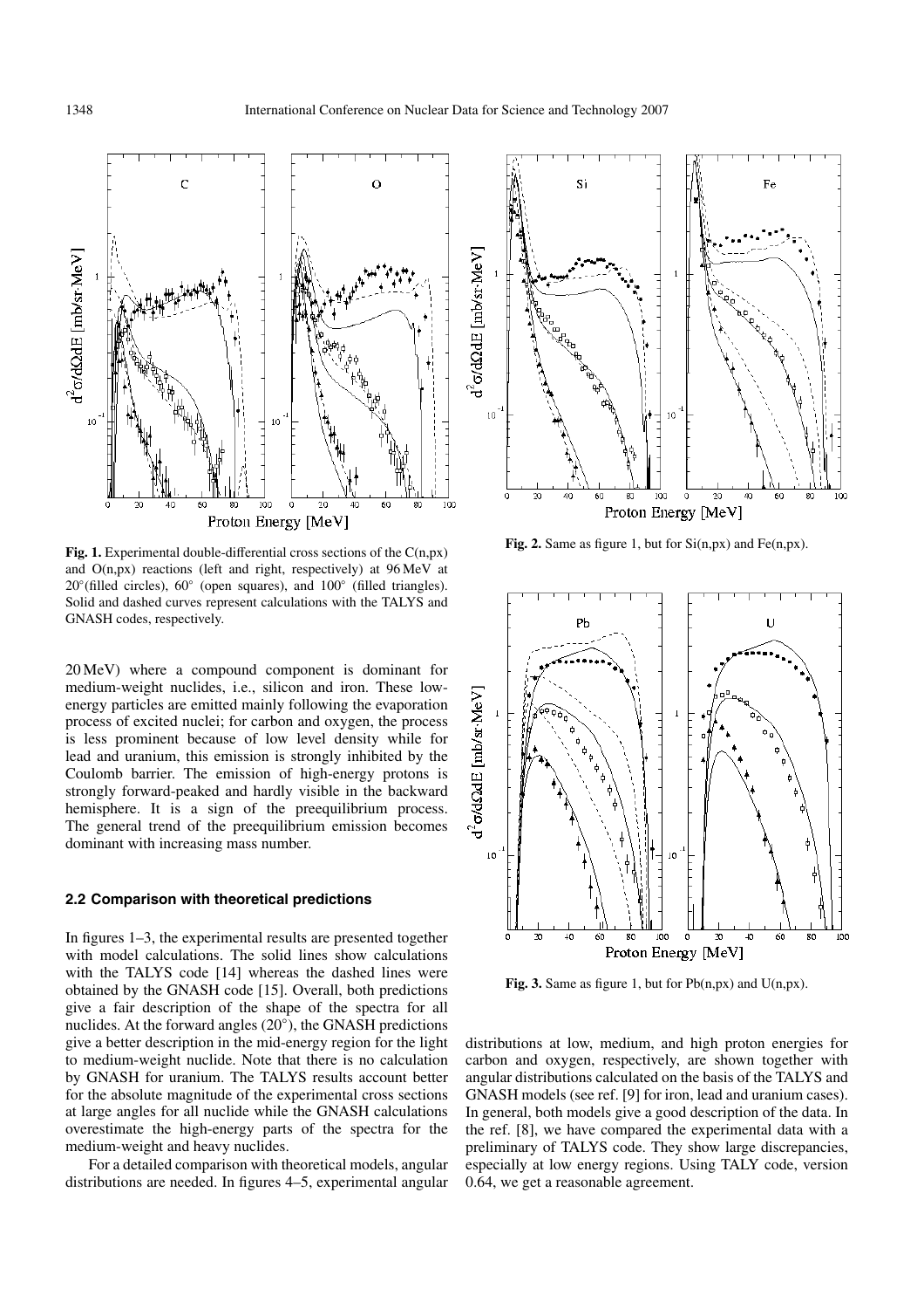**Fig. 1.** Experimental double-differential cross sections of the C(n,px) and O(n,px) reactions (left and right, respectively) at 96 MeV at 20°(filled circles), 60° (open squares), and 100° (filled triangles). Solid and dashed curves represent calculations with the TALYS and GNASH codes, respectively.

**Fig. 2.** Same as figure 1, but for Si(n,px) and Fe(n,px).

**Fig. 3.** Same as figure 1, but for Pb(n,px) and U(n,px).

20 MeV) where a compound component is dominant for medium-weight nuclides, i.e., silicon and iron. These low-energy particles are emitted mainly following the evaporation process of excited nuclei; for carbon and oxygen, the process is less prominent because of low level density while for lead and uranium, this emission is strongly inhibited by the Coulomb barrier. The emission of high-energy protons is strongly forward-peaked and hardly visible in the backward hemisphere. It is a sign of the preequilibrium process. The general trend of the preequilibrium emission becomes dominant with increasing mass number.

### 2.2 Comparison with theoretical predictions

In figures 1–3, the experimental results are presented together with model calculations. The solid lines show calculations with the TALYS code [14] whereas the dashed lines were obtained by the GNASH code [15]. Overall, both predictions give a fair description of the shape of the spectra for all nuclides. At the forward angles (20°), the GNASH predictions give a better description in the mid-energy region for the light to medium-weight nuclide. Note that there is no calculation by GNASH for uranium. The TALYS results account better for the absolute magnitude of the experimental cross sections at large angles for all nuclide while the GNASH calculations overestimate the high-energy parts of the spectra for the medium-weight and heavy nuclides.

For a detailed comparison with theoretical models, angular distributions are needed. In figures 4–5, experimental angular distributions at low, medium, and high proton energies for carbon and oxygen, respectively, are shown together with angular distributions calculated on the basis of the TALYS and GNASH models (see ref. [9] for iron, lead and uranium cases). In general, both models give a good description of the data. In the ref. [8], we have compared the experimental data with a preliminary of TALYS code. They show large discrepancies, especially at low energy regions. Using TALY code, version 0.64, we get a reasonable agreement.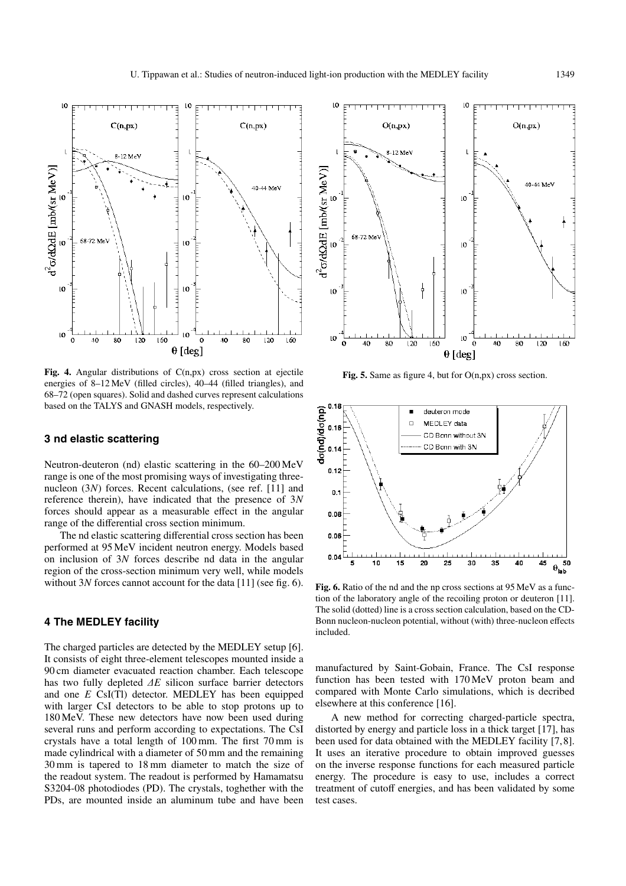**Fig. 4.** Angular distributions of C(n,px) cross section at ejectile energies of 8–12 MeV (filled circles), 40–44 (filled triangles), and 68–72 (open squares). Solid and dashed curves represent calculations based on the TALYS and GNASH models, respectively.

**Fig. 5.** Same as figure 4, but for O(n,px) cross section.

**Fig. 6.** Ratio of the nd and the np cross sections at 95 MeV as a function of the laboratory angle of the recoiling proton or deuteron [11]. The solid (dotted) line is a cross section calculation, based on the CD-Bonn nucleon-nucleon potential, without (with) three-nucleon effects included.

## 3 nd elastic scattering

Neutron-deuteron (nd) elastic scattering in the 60–200 MeV range is one of the most promising ways of investigating three-nucleon (3*N*) forces. Recent calculations, (see ref. [11] and reference therein), have indicated that the presence of 3*N* forces should appear as a measurable effect in the angular range of the differential cross section minimum.

The nd elastic scattering differential cross section has been performed at 95 MeV incident neutron energy. Models based on inclusion of 3*N* forces describe nd data in the angular region of the cross-section minimum very well, while models without 3*N* forces cannot account for the data [11] (see fig. 6).

## 4 The MEDLEY facility

The charged particles are detected by the MEDLEY setup [6]. It consists of eight three-element telescopes mounted inside a 90 cm diameter evacuated reaction chamber. Each telescope has two fully depleted $\Delta E$ silicon surface barrier detectors and one $E$ CsI(Tl) detector. MEDLEY has been equipped with larger CsI detectors to be able to stop protons up to 180 MeV. These new detectors have now been used during several runs and perform according to expectations. The CsI crystals have a total length of 100 mm. The first 70 mm is made cylindrical with a diameter of 50 mm and the remaining 30 mm is tapered to 18 mm diameter to match the size of the readout system. The readout is performed by Hamamatsu S3204-08 photodiodes (PD). The crystals, toghether with the PDs, are mounted inside an aluminum tube and have been manufactured by Saint-Gobain, France. The CsI response function has been tested with 170 MeV proton beam and compared with Monte Carlo simulations, which is decribed elsewhere at this conference [16].

A new method for correcting charged-particle spectra, distorted by energy and particle loss in a thick target [17], has been used for data obtained with the MEDLEY facility [7,8]. It uses an iterative procedure to obtain improved guesses on the inverse response functions for each measured particle energy. The procedure is easy to use, includes a correct treatment of cutoff energies, and has been validated by some test cases.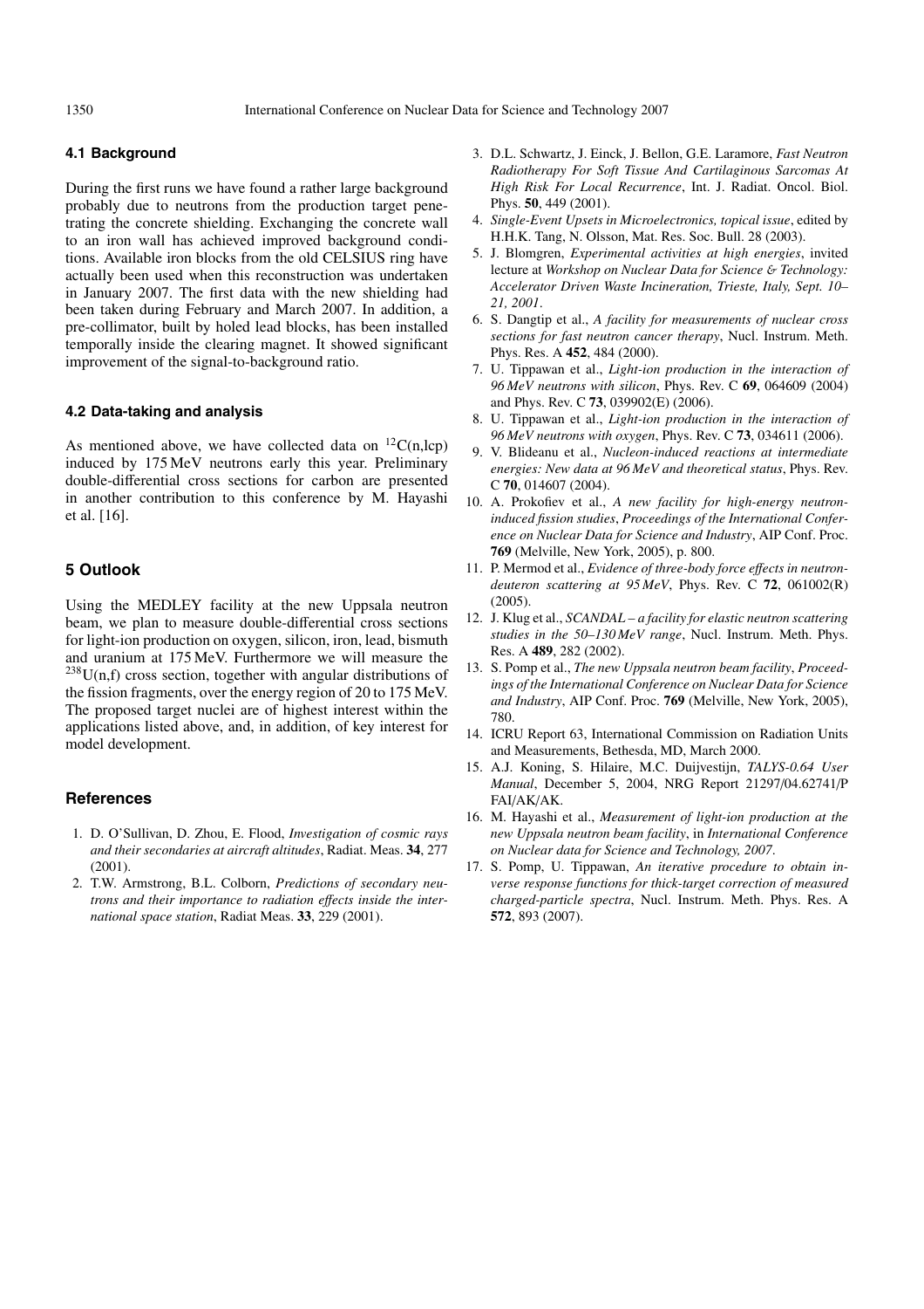### 4.1 Background

During the first runs we have found a rather large background probably due to neutrons from the production target penetrating the concrete shielding. Exchanging the concrete wall to an iron wall has achieved improved background conditions. Available iron blocks from the old CELSIUS ring have actually been used when this reconstruction was undertaken in January 2007. The first data with the new shielding had been taken during February and March 2007. In addition, a pre-collimator, built by holed lead blocks, has been installed temporally inside the clearing magnet. It showed significant improvement of the signal-to-background ratio.

### 4.2 Data-taking and analysis

As mentioned above, we have collected data on $^{12}$C(n,lcp) induced by 175 MeV neutrons early this year. Preliminary double-differential cross sections for carbon are presented in another contribution to this conference by M. Hayashi et al. [16].

## 5 Outlook

Using the MEDLEY facility at the new Uppsala neutron beam, we plan to measure double-differential cross sections for light-ion production on oxygen, silicon, iron, lead, bismuth and uranium at 175 MeV. Furthermore we will measure the $^{238}$U(n,f) cross section, together with angular distributions of the fission fragments, over the energy region of 20 to 175 MeV. The proposed target nuclei are of highest interest within the applications listed above, and, in addition, of key interest for model development.

## References

1. D. O'Sullivan, D. Zhou, E. Flood, *Investigation of cosmic rays and their secondaries at aircraft altitudes*, Radiat. Meas. **34**, 277 (2001).
2. T.W. Armstrong, B.L. Colborn, *Predictions of secondary neutrons and their importance to radiation effects inside the international space station*, Radiat Meas. **33**, 229 (2001).
3. D.L. Schwartz, J. Einck, J. Bellon, G.E. Laramore, *Fast Neutron Radiotherapy For Soft Tissue And Cartilaginous Sarcomas At High Risk For Local Recurrence*, Int. J. Radiat. Oncol. Biol. Phys. **50**, 449 (2001).
4. *Single-Event Upsets in Microelectronics, topical issue*, edited by H.H.K. Tang, N. Olsson, Mat. Res. Soc. Bull. 28 (2003).
5. J. Blomgren, *Experimental activities at high energies*, invited lecture at *Workshop on Nuclear Data for Science & Technology: Accelerator Driven Waste Incineration, Trieste, Italy, Sept. 10–21, 2001*.
6. S. Dangtip et al., *A facility for measurements of nuclear cross sections for fast neutron cancer therapy*, Nucl. Instrum. Meth. Phys. Res. A **452**, 484 (2000).
7. U. Tippawan et al., *Light-ion production in the interaction of 96 MeV neutrons with silicon*, Phys. Rev. C **69**, 064609 (2004) and Phys. Rev. C **73**, 039902(E) (2006).
8. U. Tippawan et al., *Light-ion production in the interaction of 96 MeV neutrons with oxygen*, Phys. Rev. C **73**, 034611 (2006).
9. V. Blideanu et al., *Nucleon-induced reactions at intermediate energies: New data at 96 MeV and theoretical status*, Phys. Rev. C **70**, 014607 (2004).
10. A. Prokofiev et al., *A new facility for high-energy neutron-induced fission studies*, *Proceedings of the International Conference on Nuclear Data for Science and Industry*, AIP Conf. Proc. **769** (Melville, New York, 2005), p. 800.
11. P. Mermod et al., *Evidence of three-body force effects in neutron-deuteron scattering at 95 MeV*, Phys. Rev. C **72**, 061002(R) (2005).
12. J. Klug et al., *SCANDAL – a facility for elastic neutron scattering studies in the 50–130 MeV range*, Nucl. Instrum. Meth. Phys. Res. A **489**, 282 (2002).
13. S. Pomp et al., *The new Uppsala neutron beam facility*, *Proceedings of the International Conference on Nuclear Data for Science and Industry*, AIP Conf. Proc. **769** (Melville, New York, 2005), 780.
14. ICRU Report 63, International Commission on Radiation Units and Measurements, Bethesda, MD, March 2000.
15. A.J. Koning, S. Hilaire, M.C. Duijvestijn, *TALYS-0.64 User Manual*, December 5, 2004, NRG Report 21297/04.62741/P FAI/AK/AK.
16. M. Hayashi et al., *Measurement of light-ion production at the new Uppsala neutron beam facility*, in *International Conference on Nuclear data for Science and Technology, 2007*.
17. S. Pomp, U. Tippawan, *An iterative procedure to obtain inverse response functions for thick-target correction of measured charged-particle spectra*, Nucl. Instrum. Meth. Phys. Res. A **572**, 893 (2007).